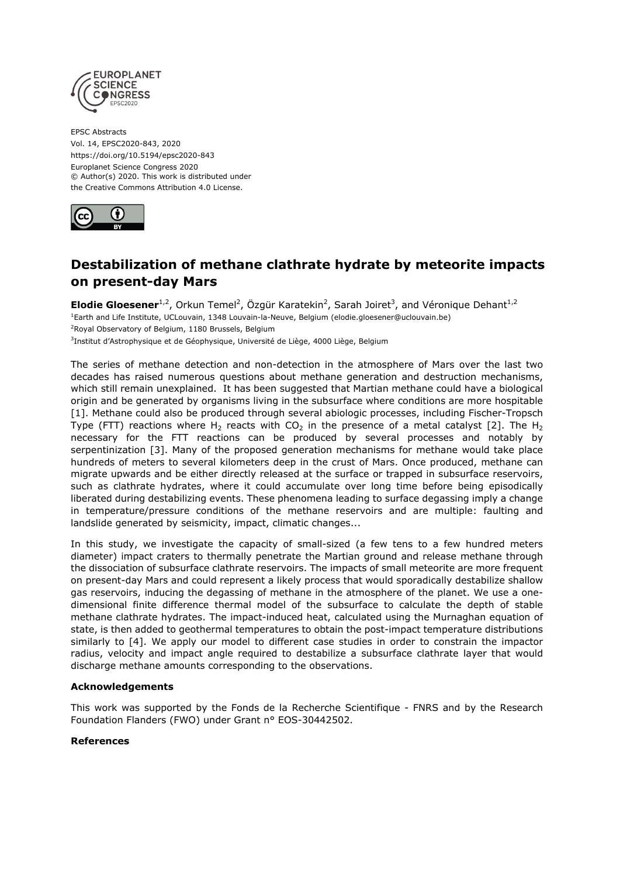EPSC Abstracts
Vol. 14, EPSC2020-843, 2020
https://doi.org/10.5194/epsc2020-843
Europlanet Science Congress 2020
© Author(s) 2020. This work is distributed under
the Creative Commons Attribution 4.0 License.

# Destabilization of methane clathrate hydrate by meteorite impacts on present-day Mars

**Elodie Gloesener**[1,2], Orkun Temel[2], Özgür Karatekin[2], Sarah Joiret[3], and Véronique Dehant[1,2]

[1]Earth and Life Institute, UCLouvain, 1348 Louvain-la-Neuve, Belgium (elodie.gloesener@uclouvain.be)
[2]Royal Observatory of Belgium, 1180 Brussels, Belgium
[3]Institut d'Astrophysique et de Géophysique, Université de Liège, 4000 Liège, Belgium

The series of methane detection and non-detection in the atmosphere of Mars over the last two decades has raised numerous questions about methane generation and destruction mechanisms, which still remain unexplained. It has been suggested that Martian methane could have a biological origin and be generated by organisms living in the subsurface where conditions are more hospitable [1]. Methane could also be produced through several abiologic processes, including Fischer-Tropsch Type (FTT) reactions where $H_2$ reacts with $CO_2$ in the presence of a metal catalyst [2]. The $H_2$ necessary for the FTT reactions can be produced by several processes and notably by serpentinization [3]. Many of the proposed generation mechanisms for methane would take place hundreds of meters to several kilometers deep in the crust of Mars. Once produced, methane can migrate upwards and be either directly released at the surface or trapped in subsurface reservoirs, such as clathrate hydrates, where it could accumulate over long time before being episodically liberated during destabilizing events. These phenomena leading to surface degassing imply a change in temperature/pressure conditions of the methane reservoirs and are multiple: faulting and landslide generated by seismicity, impact, climatic changes...

In this study, we investigate the capacity of small-sized (a few tens to a few hundred meters diameter) impact craters to thermally penetrate the Martian ground and release methane through the dissociation of subsurface clathrate reservoirs. The impacts of small meteorite are more frequent on present-day Mars and could represent a likely process that would sporadically destabilize shallow gas reservoirs, inducing the degassing of methane in the atmosphere of the planet. We use a one-dimensional finite difference thermal model of the subsurface to calculate the depth of stable methane clathrate hydrates. The impact-induced heat, calculated using the Murnaghan equation of state, is then added to geothermal temperatures to obtain the post-impact temperature distributions similarly to [4]. We apply our model to different case studies in order to constrain the impactor radius, velocity and impact angle required to destabilize a subsurface clathrate layer that would discharge methane amounts corresponding to the observations.

### Acknowledgements

This work was supported by the Fonds de la Recherche Scientifique - FNRS and by the Research Foundation Flanders (FWO) under Grant n° EOS-30442502.

### References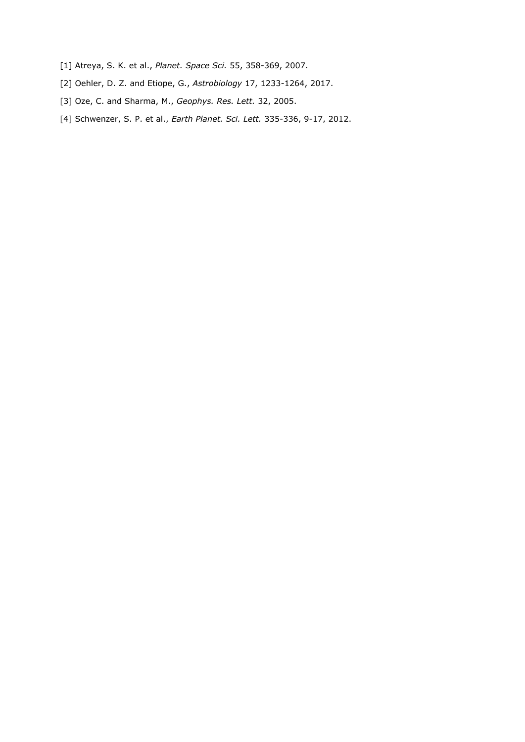[1] Atreya, S. K. et al., *Planet. Space Sci.* 55, 358-369, 2007.

[2] Oehler, D. Z. and Etiope, G., *Astrobiology* 17, 1233-1264, 2017.

[3] Oze, C. and Sharma, M., *Geophys. Res. Lett.* 32, 2005.

[4] Schwenzer, S. P. et al., *Earth Planet. Sci. Lett.* 335-336, 9-17, 2012.